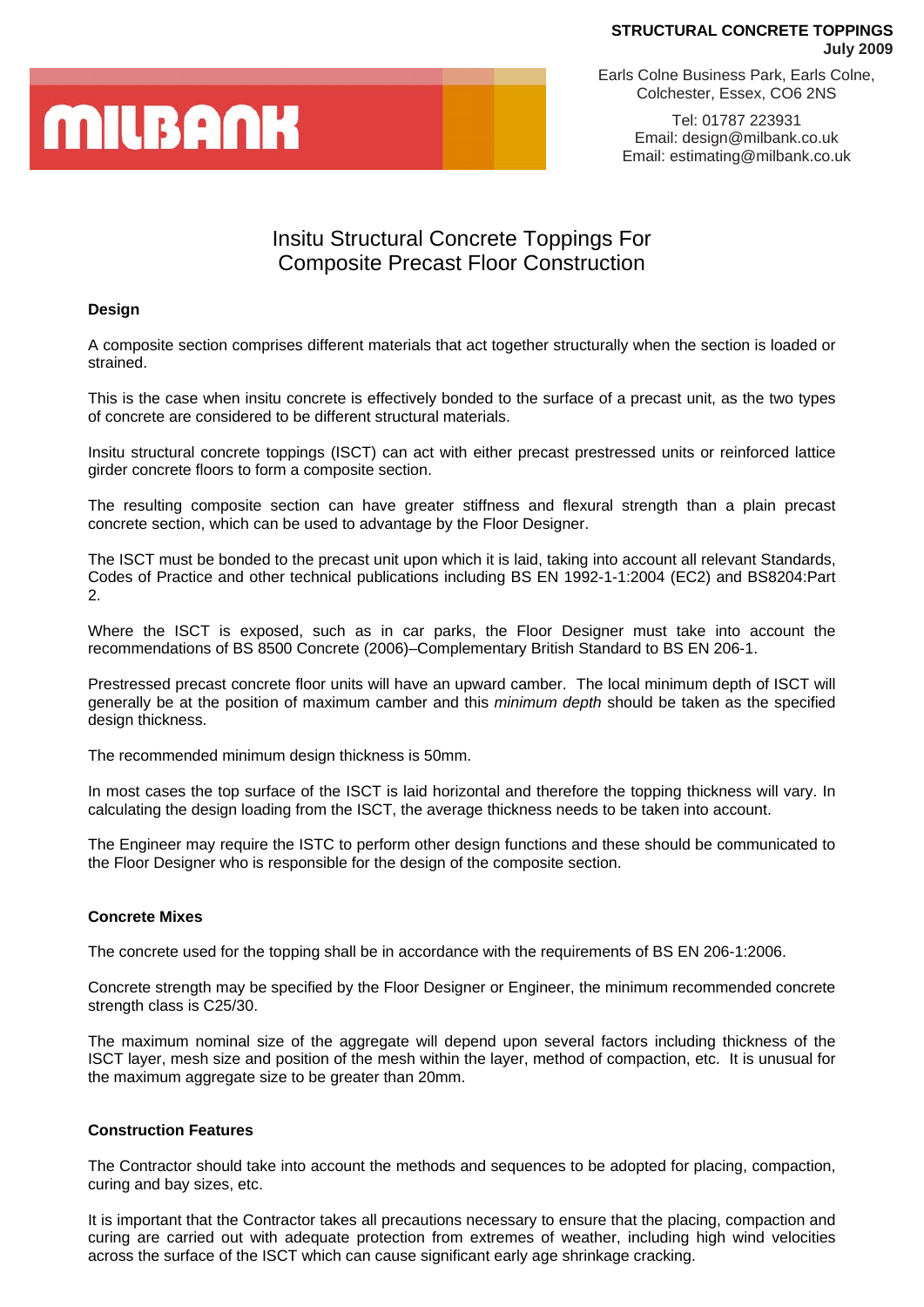**STRUCTURAL CONCRETE TOPPINGS**
**July 2009**

MILBANK

Earls Colne Business Park, Earls Colne, Colchester, Essex, CO6 2NS

Tel: 01787 223931
Email: design@milbank.co.uk
Email: estimating@milbank.co.uk

# Insitu Structural Concrete Toppings For Composite Precast Floor Construction

### Design

A composite section comprises different materials that act together structurally when the section is loaded or strained.

This is the case when insitu concrete is effectively bonded to the surface of a precast unit, as the two types of concrete are considered to be different structural materials.

Insitu structural concrete toppings (ISCT) can act with either precast prestressed units or reinforced lattice girder concrete floors to form a composite section.

The resulting composite section can have greater stiffness and flexural strength than a plain precast concrete section, which can be used to advantage by the Floor Designer.

The ISCT must be bonded to the precast unit upon which it is laid, taking into account all relevant Standards, Codes of Practice and other technical publications including BS EN 1992-1-1:2004 (EC2) and BS8204:Part 2.

Where the ISCT is exposed, such as in car parks, the Floor Designer must take into account the recommendations of BS 8500 Concrete (2006)–Complementary British Standard to BS EN 206-1.

Prestressed precast concrete floor units will have an upward camber. The local minimum depth of ISCT will generally be at the position of maximum camber and this *minimum depth* should be taken as the specified design thickness.

The recommended minimum design thickness is 50mm.

In most cases the top surface of the ISCT is laid horizontal and therefore the topping thickness will vary. In calculating the design loading from the ISCT, the average thickness needs to be taken into account.

The Engineer may require the ISTC to perform other design functions and these should be communicated to the Floor Designer who is responsible for the design of the composite section.

### Concrete Mixes

The concrete used for the topping shall be in accordance with the requirements of BS EN 206-1:2006.

Concrete strength may be specified by the Floor Designer or Engineer, the minimum recommended concrete strength class is C25/30.

The maximum nominal size of the aggregate will depend upon several factors including thickness of the ISCT layer, mesh size and position of the mesh within the layer, method of compaction, etc. It is unusual for the maximum aggregate size to be greater than 20mm.

### Construction Features

The Contractor should take into account the methods and sequences to be adopted for placing, compaction, curing and bay sizes, etc.

It is important that the Contractor takes all precautions necessary to ensure that the placing, compaction and curing are carried out with adequate protection from extremes of weather, including high wind velocities across the surface of the ISCT which can cause significant early age shrinkage cracking.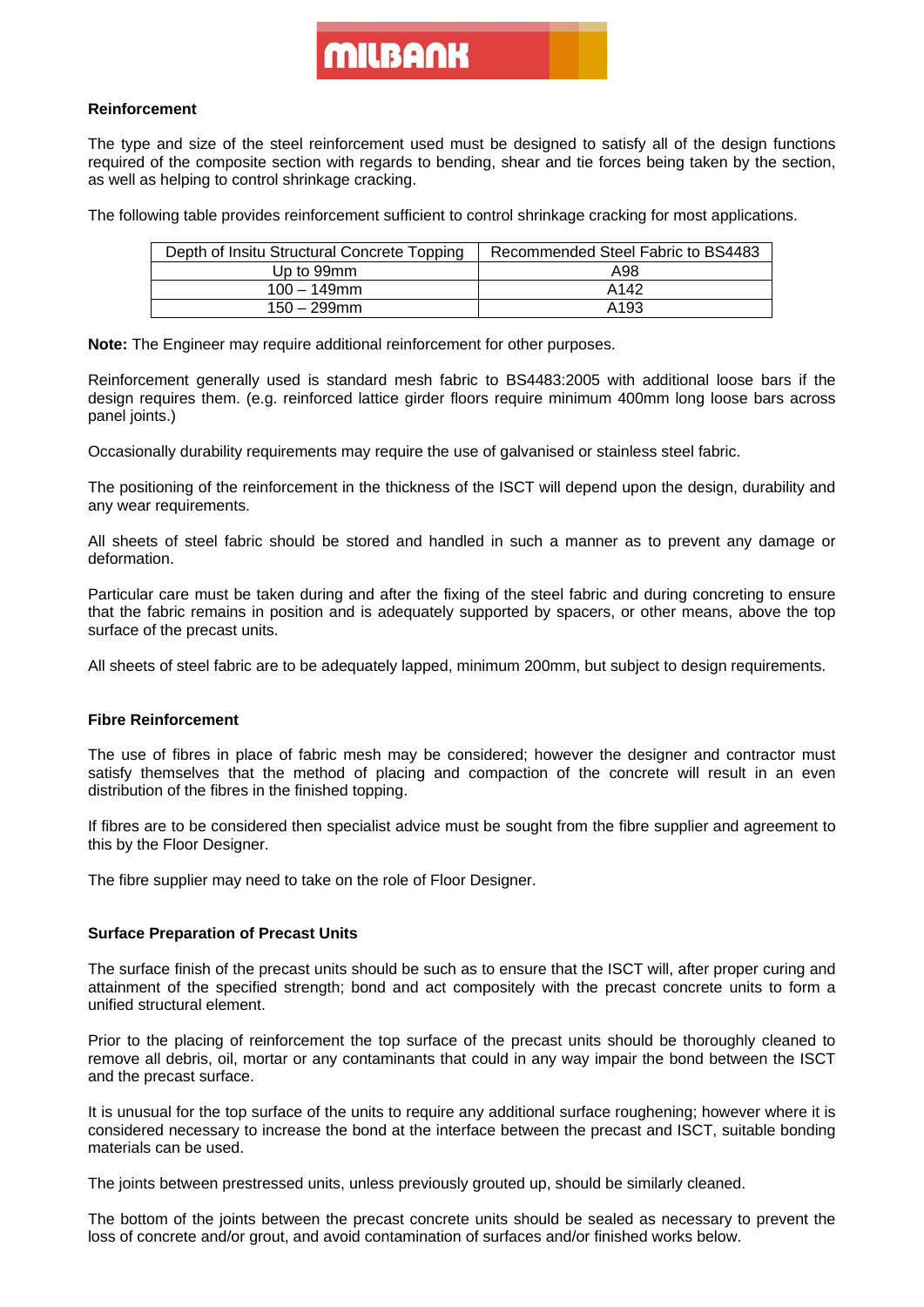### Reinforcement

The type and size of the steel reinforcement used must be designed to satisfy all of the design functions required of the composite section with regards to bending, shear and tie forces being taken by the section, as well as helping to control shrinkage cracking.

The following table provides reinforcement sufficient to control shrinkage cracking for most applications.

| Depth of Insitu Structural Concrete Topping | Recommended Steel Fabric to BS4483 |
|---|---|
| Up to 99mm | A98 |
| 100 – 149mm | A142 |
| 150 – 299mm | A193 |

**Note:** The Engineer may require additional reinforcement for other purposes.

Reinforcement generally used is standard mesh fabric to BS4483:2005 with additional loose bars if the design requires them. (e.g. reinforced lattice girder floors require minimum 400mm long loose bars across panel joints.)

Occasionally durability requirements may require the use of galvanised or stainless steel fabric.

The positioning of the reinforcement in the thickness of the ISCT will depend upon the design, durability and any wear requirements.

All sheets of steel fabric should be stored and handled in such a manner as to prevent any damage or deformation.

Particular care must be taken during and after the fixing of the steel fabric and during concreting to ensure that the fabric remains in position and is adequately supported by spacers, or other means, above the top surface of the precast units.

All sheets of steel fabric are to be adequately lapped, minimum 200mm, but subject to design requirements.

### Fibre Reinforcement

The use of fibres in place of fabric mesh may be considered; however the designer and contractor must satisfy themselves that the method of placing and compaction of the concrete will result in an even distribution of the fibres in the finished topping.

If fibres are to be considered then specialist advice must be sought from the fibre supplier and agreement to this by the Floor Designer.

The fibre supplier may need to take on the role of Floor Designer.

### Surface Preparation of Precast Units

The surface finish of the precast units should be such as to ensure that the ISCT will, after proper curing and attainment of the specified strength; bond and act compositely with the precast concrete units to form a unified structural element.

Prior to the placing of reinforcement the top surface of the precast units should be thoroughly cleaned to remove all debris, oil, mortar or any contaminants that could in any way impair the bond between the ISCT and the precast surface.

It is unusual for the top surface of the units to require any additional surface roughening; however where it is considered necessary to increase the bond at the interface between the precast and ISCT, suitable bonding materials can be used.

The joints between prestressed units, unless previously grouted up, should be similarly cleaned.

The bottom of the joints between the precast concrete units should be sealed as necessary to prevent the loss of concrete and/or grout, and avoid contamination of surfaces and/or finished works below.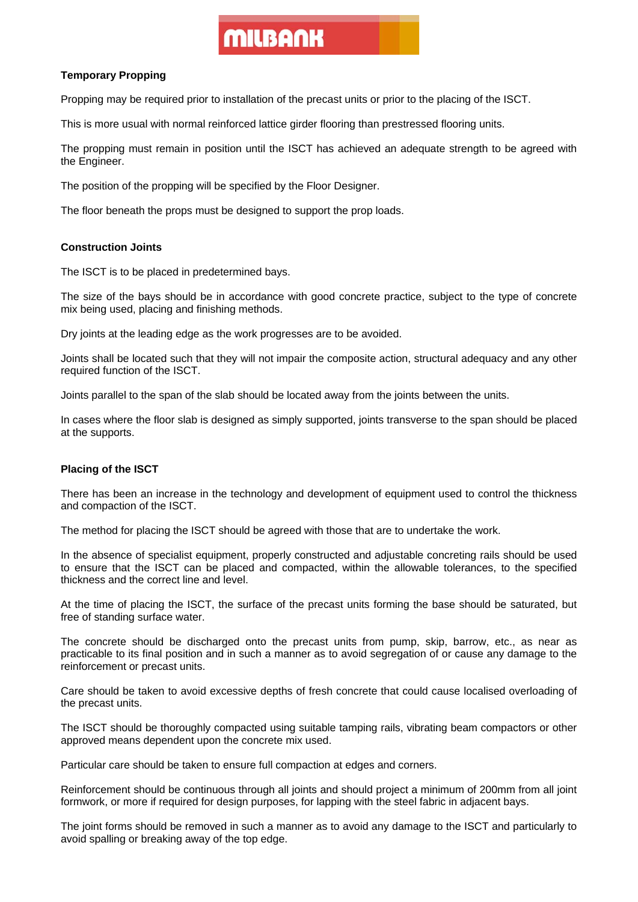## Temporary Propping

Propping may be required prior to installation of the precast units or prior to the placing of the ISCT.

This is more usual with normal reinforced lattice girder flooring than prestressed flooring units.

The propping must remain in position until the ISCT has achieved an adequate strength to be agreed with the Engineer.

The position of the propping will be specified by the Floor Designer.

The floor beneath the props must be designed to support the prop loads.

## Construction Joints

The ISCT is to be placed in predetermined bays.

The size of the bays should be in accordance with good concrete practice, subject to the type of concrete mix being used, placing and finishing methods.

Dry joints at the leading edge as the work progresses are to be avoided.

Joints shall be located such that they will not impair the composite action, structural adequacy and any other required function of the ISCT.

Joints parallel to the span of the slab should be located away from the joints between the units.

In cases where the floor slab is designed as simply supported, joints transverse to the span should be placed at the supports.

## Placing of the ISCT

There has been an increase in the technology and development of equipment used to control the thickness and compaction of the ISCT.

The method for placing the ISCT should be agreed with those that are to undertake the work.

In the absence of specialist equipment, properly constructed and adjustable concreting rails should be used to ensure that the ISCT can be placed and compacted, within the allowable tolerances, to the specified thickness and the correct line and level.

At the time of placing the ISCT, the surface of the precast units forming the base should be saturated, but free of standing surface water.

The concrete should be discharged onto the precast units from pump, skip, barrow, etc., as near as practicable to its final position and in such a manner as to avoid segregation of or cause any damage to the reinforcement or precast units.

Care should be taken to avoid excessive depths of fresh concrete that could cause localised overloading of the precast units.

The ISCT should be thoroughly compacted using suitable tamping rails, vibrating beam compactors or other approved means dependent upon the concrete mix used.

Particular care should be taken to ensure full compaction at edges and corners.

Reinforcement should be continuous through all joints and should project a minimum of 200mm from all joint formwork, or more if required for design purposes, for lapping with the steel fabric in adjacent bays.

The joint forms should be removed in such a manner as to avoid any damage to the ISCT and particularly to avoid spalling or breaking away of the top edge.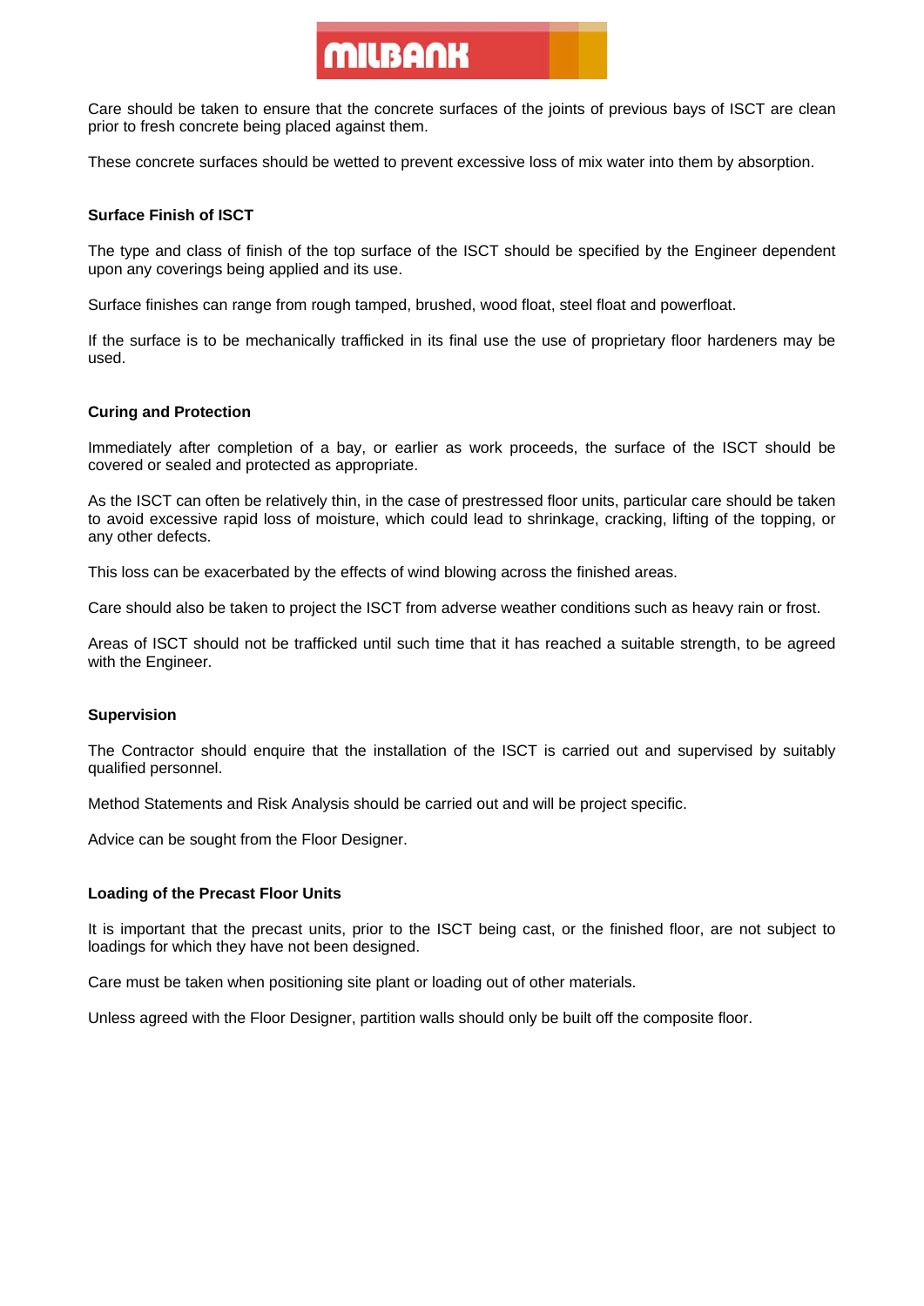Care should be taken to ensure that the concrete surfaces of the joints of previous bays of ISCT are clean prior to fresh concrete being placed against them.

These concrete surfaces should be wetted to prevent excessive loss of mix water into them by absorption.

**Surface Finish of ISCT**

The type and class of finish of the top surface of the ISCT should be specified by the Engineer dependent upon any coverings being applied and its use.

Surface finishes can range from rough tamped, brushed, wood float, steel float and powerfloat.

If the surface is to be mechanically trafficked in its final use the use of proprietary floor hardeners may be used.

**Curing and Protection**

Immediately after completion of a bay, or earlier as work proceeds, the surface of the ISCT should be covered or sealed and protected as appropriate.

As the ISCT can often be relatively thin, in the case of prestressed floor units, particular care should be taken to avoid excessive rapid loss of moisture, which could lead to shrinkage, cracking, lifting of the topping, or any other defects.

This loss can be exacerbated by the effects of wind blowing across the finished areas.

Care should also be taken to project the ISCT from adverse weather conditions such as heavy rain or frost.

Areas of ISCT should not be trafficked until such time that it has reached a suitable strength, to be agreed with the Engineer.

**Supervision**

The Contractor should enquire that the installation of the ISCT is carried out and supervised by suitably qualified personnel.

Method Statements and Risk Analysis should be carried out and will be project specific.

Advice can be sought from the Floor Designer.

**Loading of the Precast Floor Units**

It is important that the precast units, prior to the ISCT being cast, or the finished floor, are not subject to loadings for which they have not been designed.

Care must be taken when positioning site plant or loading out of other materials.

Unless agreed with the Floor Designer, partition walls should only be built off the composite floor.